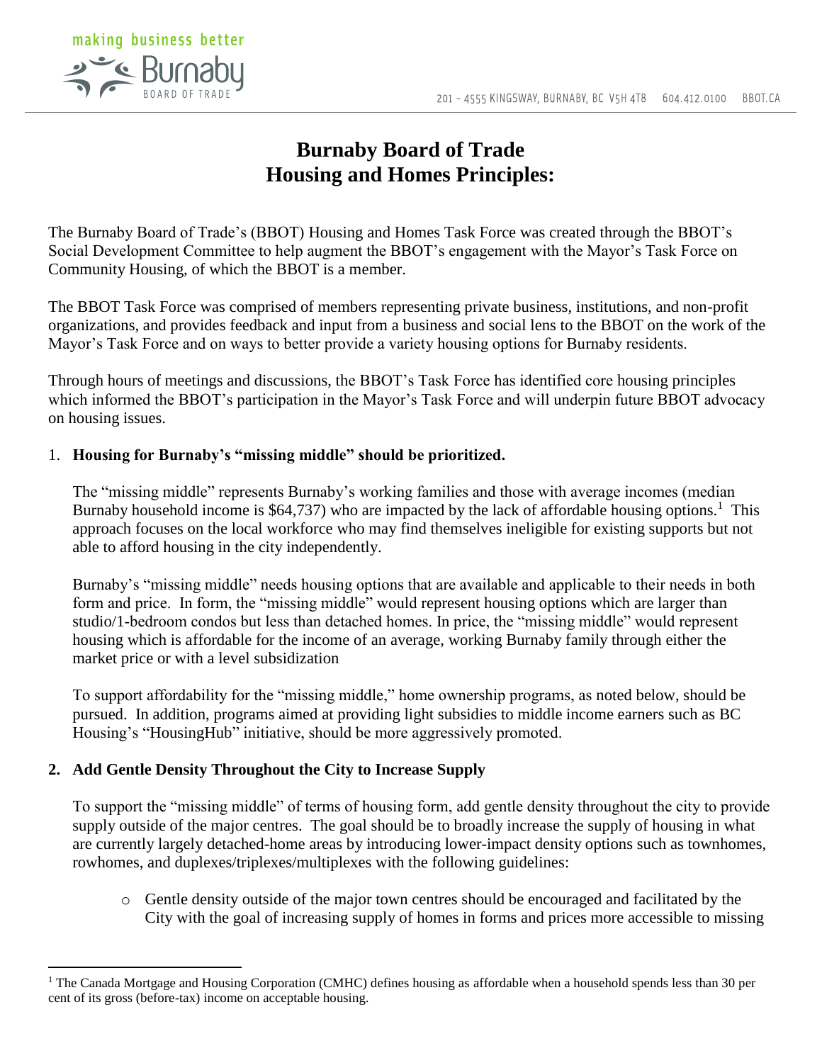# Burnaby Board of Trade
# Housing and Homes Principles:

The Burnaby Board of Trade's (BBOT) Housing and Homes Task Force was created through the BBOT's Social Development Committee to help augment the BBOT's engagement with the Mayor's Task Force on Community Housing, of which the BBOT is a member.

The BBOT Task Force was comprised of members representing private business, institutions, and non-profit organizations, and provides feedback and input from a business and social lens to the BBOT on the work of the Mayor's Task Force and on ways to better provide a variety housing options for Burnaby residents.

Through hours of meetings and discussions, the BBOT's Task Force has identified core housing principles which informed the BBOT's participation in the Mayor's Task Force and will underpin future BBOT advocacy on housing issues.

1. **Housing for Burnaby's "missing middle" should be prioritized.**

   The "missing middle" represents Burnaby's working families and those with average incomes (median Burnaby household income is $64,737) who are impacted by the lack of affordable housing options.[1] This approach focuses on the local workforce who may find themselves ineligible for existing supports but not able to afford housing in the city independently.

   Burnaby's "missing middle" needs housing options that are available and applicable to their needs in both form and price. In form, the "missing middle" would represent housing options which are larger than studio/1-bedroom condos but less than detached homes. In price, the "missing middle" would represent housing which is affordable for the income of an average, working Burnaby family through either the market price or with a level subsidization

   To support affordability for the "missing middle," home ownership programs, as noted below, should be pursued. In addition, programs aimed at providing light subsidies to middle income earners such as BC Housing's "HousingHub" initiative, should be more aggressively promoted.

2. **Add Gentle Density Throughout the City to Increase Supply**

   To support the "missing middle" of terms of housing form, add gentle density throughout the city to provide supply outside of the major centres. The goal should be to broadly increase the supply of housing in what are currently largely detached-home areas by introducing lower-impact density options such as townhomes, rowhomes, and duplexes/triplexes/multiplexes with the following guidelines:

   - Gentle density outside of the major town centres should be encouraged and facilitated by the City with the goal of increasing supply of homes in forms and prices more accessible to missing

[1] The Canada Mortgage and Housing Corporation (CMHC) defines housing as affordable when a household spends less than 30 per cent of its gross (before-tax) income on acceptable housing.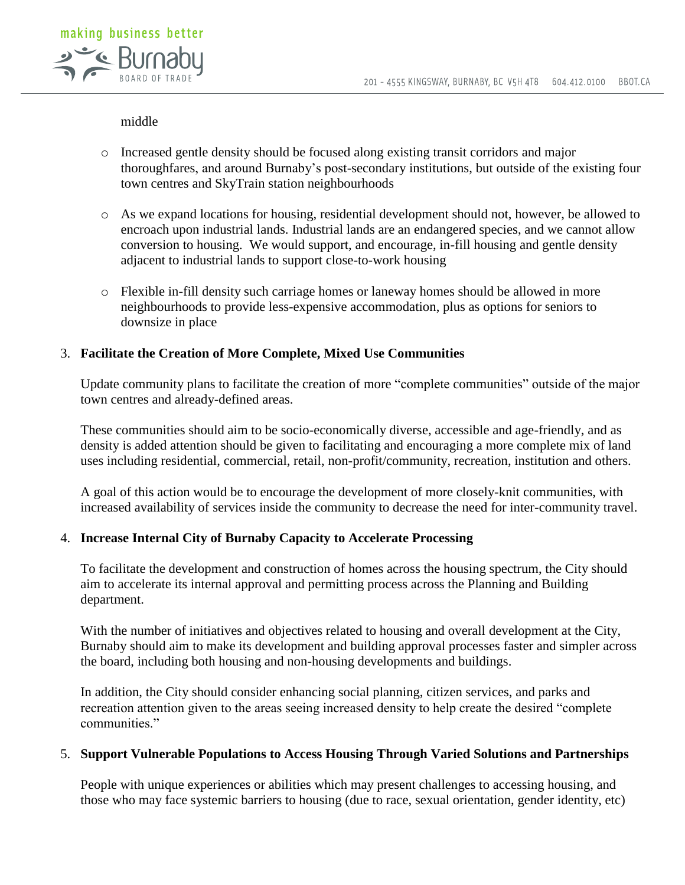middle

- Increased gentle density should be focused along existing transit corridors and major thoroughfares, and around Burnaby's post-secondary institutions, but outside of the existing four town centres and SkyTrain station neighbourhoods
- As we expand locations for housing, residential development should not, however, be allowed to encroach upon industrial lands. Industrial lands are an endangered species, and we cannot allow conversion to housing. We would support, and encourage, in-fill housing and gentle density adjacent to industrial lands to support close-to-work housing
- Flexible in-fill density such carriage homes or laneway homes should be allowed in more neighbourhoods to provide less-expensive accommodation, plus as options for seniors to downsize in place

3. **Facilitate the Creation of More Complete, Mixed Use Communities**

   Update community plans to facilitate the creation of more "complete communities" outside of the major town centres and already-defined areas.

   These communities should aim to be socio-economically diverse, accessible and age-friendly, and as density is added attention should be given to facilitating and encouraging a more complete mix of land uses including residential, commercial, retail, non-profit/community, recreation, institution and others.

   A goal of this action would be to encourage the development of more closely-knit communities, with increased availability of services inside the community to decrease the need for inter-community travel.

4. **Increase Internal City of Burnaby Capacity to Accelerate Processing**

   To facilitate the development and construction of homes across the housing spectrum, the City should aim to accelerate its internal approval and permitting process across the Planning and Building department.

   With the number of initiatives and objectives related to housing and overall development at the City, Burnaby should aim to make its development and building approval processes faster and simpler across the board, including both housing and non-housing developments and buildings.

   In addition, the City should consider enhancing social planning, citizen services, and parks and recreation attention given to the areas seeing increased density to help create the desired "complete communities."

5. **Support Vulnerable Populations to Access Housing Through Varied Solutions and Partnerships**

   People with unique experiences or abilities which may present challenges to accessing housing, and those who may face systemic barriers to housing (due to race, sexual orientation, gender identity, etc)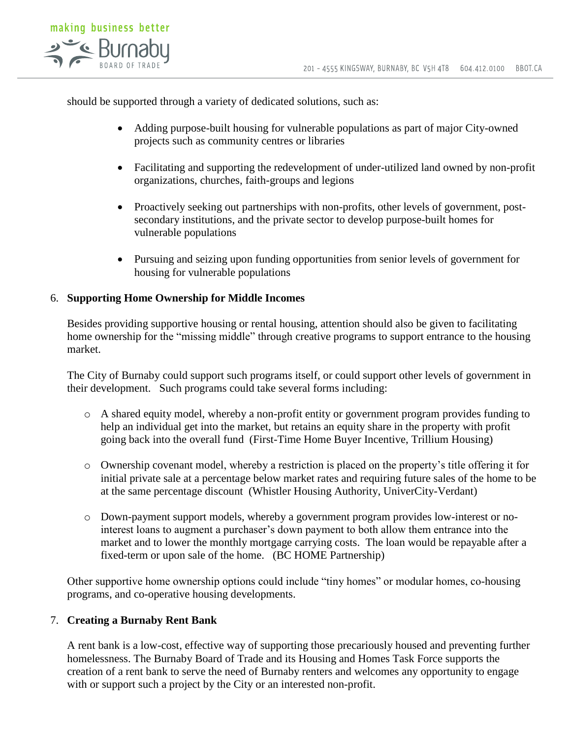should be supported through a variety of dedicated solutions, such as:

- Adding purpose-built housing for vulnerable populations as part of major City-owned projects such as community centres or libraries
- Facilitating and supporting the redevelopment of under-utilized land owned by non-profit organizations, churches, faith-groups and legions
- Proactively seeking out partnerships with non-profits, other levels of government, post-secondary institutions, and the private sector to develop purpose-built homes for vulnerable populations
- Pursuing and seizing upon funding opportunities from senior levels of government for housing for vulnerable populations

6. **Supporting Home Ownership for Middle Incomes**

Besides providing supportive housing or rental housing, attention should also be given to facilitating home ownership for the "missing middle" through creative programs to support entrance to the housing market.

The City of Burnaby could support such programs itself, or could support other levels of government in their development. Such programs could take several forms including:

- A shared equity model, whereby a non-profit entity or government program provides funding to help an individual get into the market, but retains an equity share in the property with profit going back into the overall fund (First-Time Home Buyer Incentive, Trillium Housing)
- Ownership covenant model, whereby a restriction is placed on the property's title offering it for initial private sale at a percentage below market rates and requiring future sales of the home to be at the same percentage discount (Whistler Housing Authority, UniverCity-Verdant)
- Down-payment support models, whereby a government program provides low-interest or no-interest loans to augment a purchaser's down payment to both allow them entrance into the market and to lower the monthly mortgage carrying costs. The loan would be repayable after a fixed-term or upon sale of the home. (BC HOME Partnership)

Other supportive home ownership options could include "tiny homes" or modular homes, co-housing programs, and co-operative housing developments.

7. **Creating a Burnaby Rent Bank**

A rent bank is a low-cost, effective way of supporting those precariously housed and preventing further homelessness. The Burnaby Board of Trade and its Housing and Homes Task Force supports the creation of a rent bank to serve the need of Burnaby renters and welcomes any opportunity to engage with or support such a project by the City or an interested non-profit.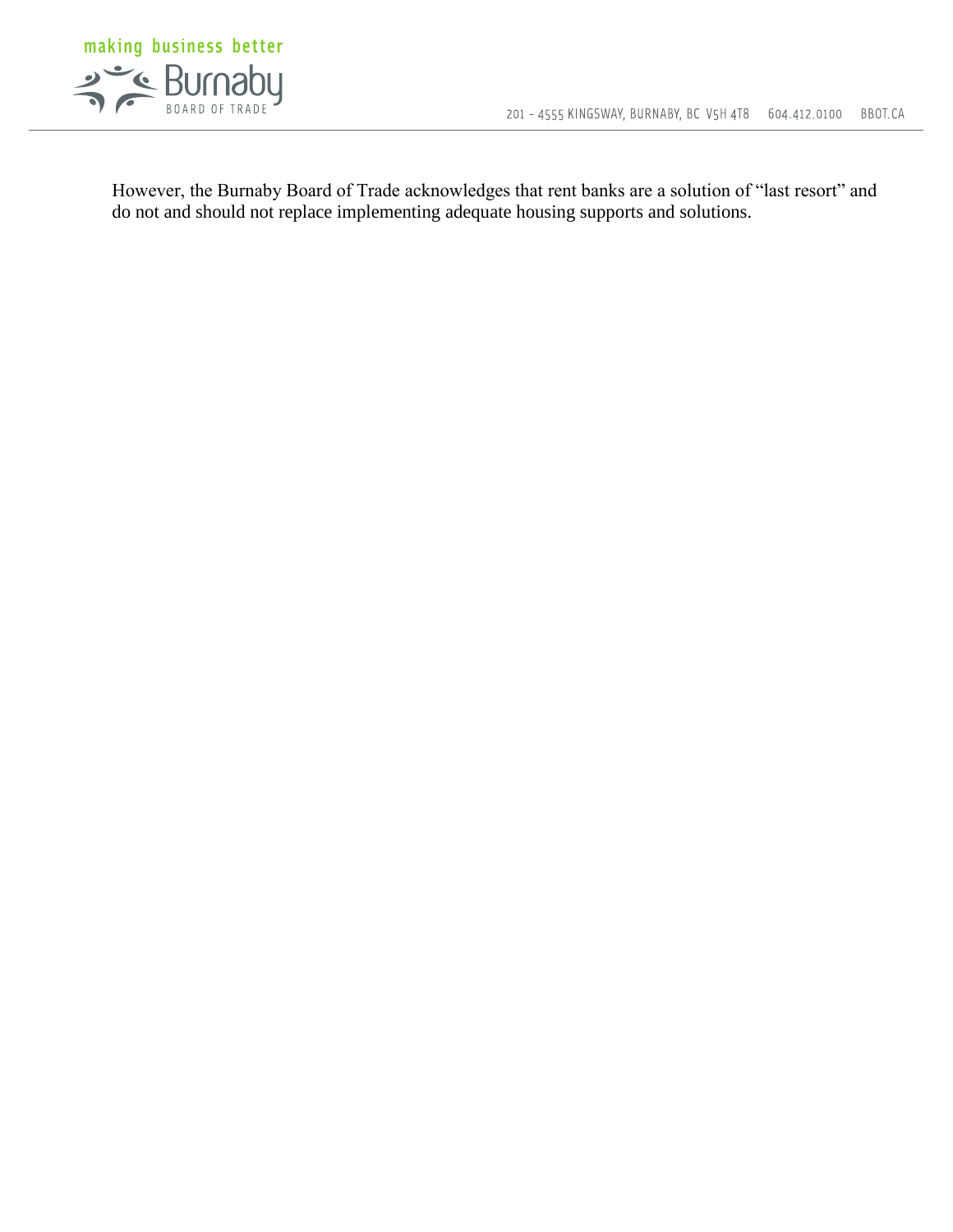However, the Burnaby Board of Trade acknowledges that rent banks are a solution of "last resort" and do not and should not replace implementing adequate housing supports and solutions.